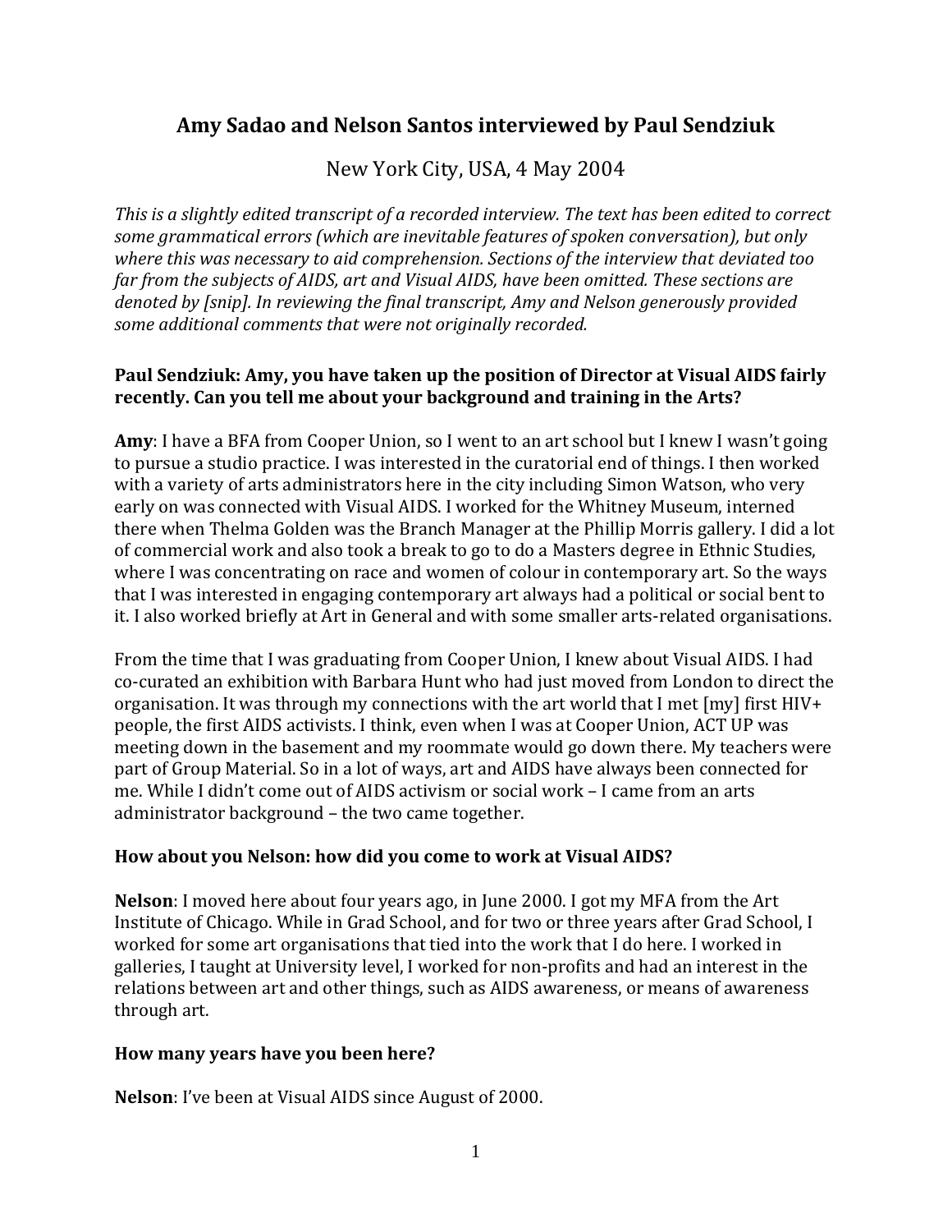# Amy Sadao and Nelson Santos interviewed by Paul Sendziuk

New York City, USA, 4 May 2004

*This is a slightly edited transcript of a recorded interview. The text has been edited to correct some grammatical errors (which are inevitable features of spoken conversation), but only where this was necessary to aid comprehension. Sections of the interview that deviated too far from the subjects of AIDS, art and Visual AIDS, have been omitted. These sections are denoted by [snip]. In reviewing the final transcript, Amy and Nelson generously provided some additional comments that were not originally recorded.*

**Paul Sendziuk: Amy, you have taken up the position of Director at Visual AIDS fairly recently. Can you tell me about your background and training in the Arts?**

**Amy**: I have a BFA from Cooper Union, so I went to an art school but I knew I wasn't going to pursue a studio practice. I was interested in the curatorial end of things. I then worked with a variety of arts administrators here in the city including Simon Watson, who very early on was connected with Visual AIDS. I worked for the Whitney Museum, interned there when Thelma Golden was the Branch Manager at the Phillip Morris gallery. I did a lot of commercial work and also took a break to go to do a Masters degree in Ethnic Studies, where I was concentrating on race and women of colour in contemporary art. So the ways that I was interested in engaging contemporary art always had a political or social bent to it. I also worked briefly at Art in General and with some smaller arts-related organisations.

From the time that I was graduating from Cooper Union, I knew about Visual AIDS. I had co-curated an exhibition with Barbara Hunt who had just moved from London to direct the organisation. It was through my connections with the art world that I met [my] first HIV+ people, the first AIDS activists. I think, even when I was at Cooper Union, ACT UP was meeting down in the basement and my roommate would go down there. My teachers were part of Group Material. So in a lot of ways, art and AIDS have always been connected for me. While I didn't come out of AIDS activism or social work – I came from an arts administrator background – the two came together.

**How about you Nelson: how did you come to work at Visual AIDS?**

**Nelson**: I moved here about four years ago, in June 2000. I got my MFA from the Art Institute of Chicago. While in Grad School, and for two or three years after Grad School, I worked for some art organisations that tied into the work that I do here. I worked in galleries, I taught at University level, I worked for non-profits and had an interest in the relations between art and other things, such as AIDS awareness, or means of awareness through art.

**How many years have you been here?**

**Nelson**: I've been at Visual AIDS since August of 2000.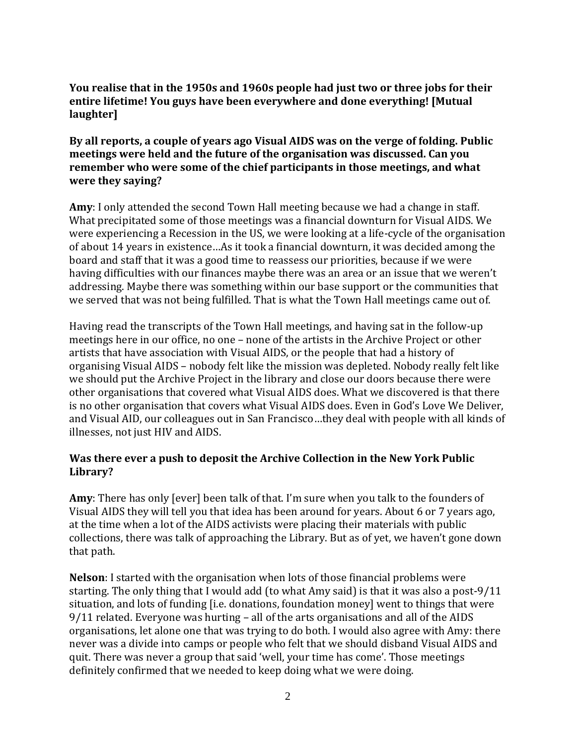**You realise that in the 1950s and 1960s people had just two or three jobs for their entire lifetime! You guys have been everywhere and done everything! [Mutual laughter]**

**By all reports, a couple of years ago Visual AIDS was on the verge of folding. Public meetings were held and the future of the organisation was discussed. Can you remember who were some of the chief participants in those meetings, and what were they saying?**

**Amy**: I only attended the second Town Hall meeting because we had a change in staff. What precipitated some of those meetings was a financial downturn for Visual AIDS. We were experiencing a Recession in the US, we were looking at a life-cycle of the organisation of about 14 years in existence…As it took a financial downturn, it was decided among the board and staff that it was a good time to reassess our priorities, because if we were having difficulties with our finances maybe there was an area or an issue that we weren't addressing. Maybe there was something within our base support or the communities that we served that was not being fulfilled. That is what the Town Hall meetings came out of.

Having read the transcripts of the Town Hall meetings, and having sat in the follow-up meetings here in our office, no one – none of the artists in the Archive Project or other artists that have association with Visual AIDS, or the people that had a history of organising Visual AIDS – nobody felt like the mission was depleted. Nobody really felt like we should put the Archive Project in the library and close our doors because there were other organisations that covered what Visual AIDS does. What we discovered is that there is no other organisation that covers what Visual AIDS does. Even in God's Love We Deliver, and Visual AID, our colleagues out in San Francisco…they deal with people with all kinds of illnesses, not just HIV and AIDS.

**Was there ever a push to deposit the Archive Collection in the New York Public Library?**

**Amy**: There has only [ever] been talk of that. I'm sure when you talk to the founders of Visual AIDS they will tell you that idea has been around for years. About 6 or 7 years ago, at the time when a lot of the AIDS activists were placing their materials with public collections, there was talk of approaching the Library. But as of yet, we haven't gone down that path.

**Nelson**: I started with the organisation when lots of those financial problems were starting. The only thing that I would add (to what Amy said) is that it was also a post-9/11 situation, and lots of funding [i.e. donations, foundation money] went to things that were 9/11 related. Everyone was hurting – all of the arts organisations and all of the AIDS organisations, let alone one that was trying to do both. I would also agree with Amy: there never was a divide into camps or people who felt that we should disband Visual AIDS and quit. There was never a group that said 'well, your time has come'. Those meetings definitely confirmed that we needed to keep doing what we were doing.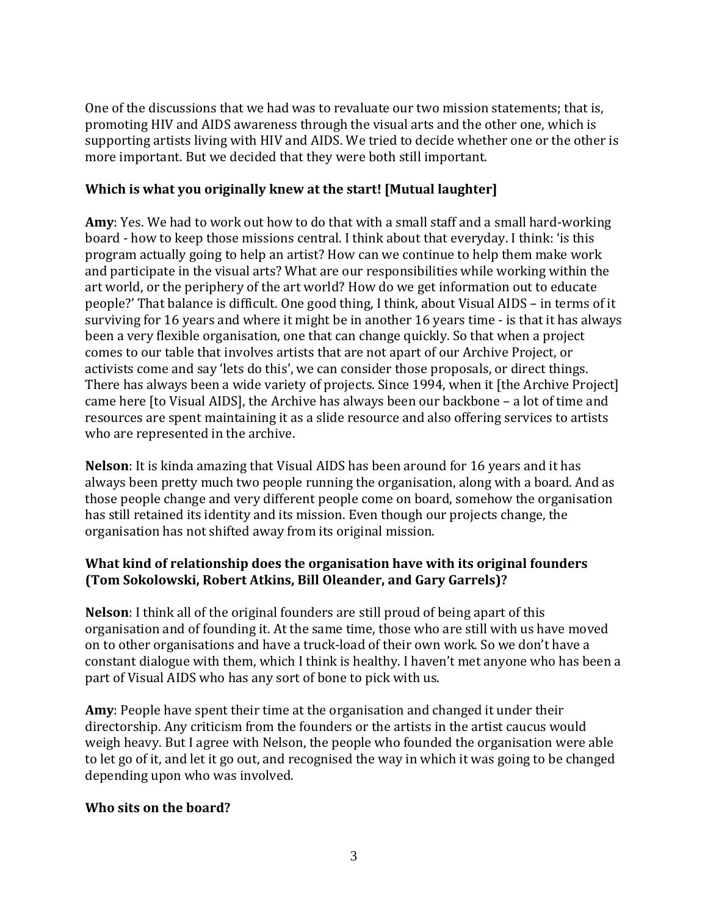One of the discussions that we had was to revaluate our two mission statements; that is, promoting HIV and AIDS awareness through the visual arts and the other one, which is supporting artists living with HIV and AIDS. We tried to decide whether one or the other is more important. But we decided that they were both still important.

**Which is what you originally knew at the start! [Mutual laughter]**

**Amy**: Yes. We had to work out how to do that with a small staff and a small hard-working board - how to keep those missions central. I think about that everyday. I think: 'is this program actually going to help an artist? How can we continue to help them make work and participate in the visual arts? What are our responsibilities while working within the art world, or the periphery of the art world? How do we get information out to educate people?' That balance is difficult. One good thing, I think, about Visual AIDS – in terms of it surviving for 16 years and where it might be in another 16 years time - is that it has always been a very flexible organisation, one that can change quickly. So that when a project comes to our table that involves artists that are not apart of our Archive Project, or activists come and say 'lets do this', we can consider those proposals, or direct things. There has always been a wide variety of projects. Since 1994, when it [the Archive Project] came here [to Visual AIDS], the Archive has always been our backbone – a lot of time and resources are spent maintaining it as a slide resource and also offering services to artists who are represented in the archive.

**Nelson**: It is kinda amazing that Visual AIDS has been around for 16 years and it has always been pretty much two people running the organisation, along with a board. And as those people change and very different people come on board, somehow the organisation has still retained its identity and its mission. Even though our projects change, the organisation has not shifted away from its original mission.

**What kind of relationship does the organisation have with its original founders (Tom Sokolowski, Robert Atkins, Bill Oleander, and Gary Garrels)?**

**Nelson**: I think all of the original founders are still proud of being apart of this organisation and of founding it. At the same time, those who are still with us have moved on to other organisations and have a truck-load of their own work. So we don't have a constant dialogue with them, which I think is healthy. I haven't met anyone who has been a part of Visual AIDS who has any sort of bone to pick with us.

**Amy**: People have spent their time at the organisation and changed it under their directorship. Any criticism from the founders or the artists in the artist caucus would weigh heavy. But I agree with Nelson, the people who founded the organisation were able to let go of it, and let it go out, and recognised the way in which it was going to be changed depending upon who was involved.

**Who sits on the board?**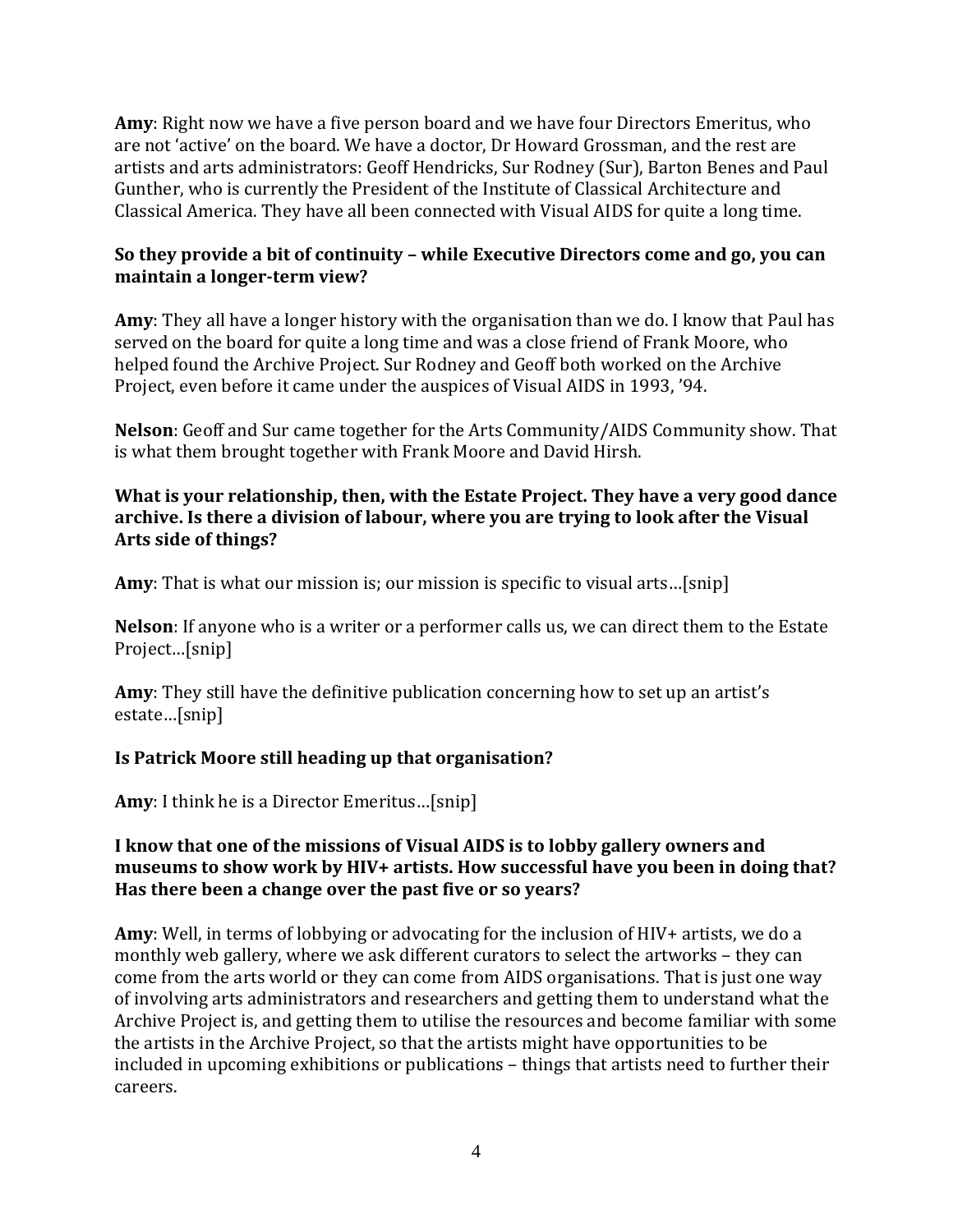**Amy**: Right now we have a five person board and we have four Directors Emeritus, who are not 'active' on the board. We have a doctor, Dr Howard Grossman, and the rest are artists and arts administrators: Geoff Hendricks, Sur Rodney (Sur), Barton Benes and Paul Gunther, who is currently the President of the Institute of Classical Architecture and Classical America. They have all been connected with Visual AIDS for quite a long time.

**So they provide a bit of continuity – while Executive Directors come and go, you can maintain a longer-term view?**

**Amy**: They all have a longer history with the organisation than we do. I know that Paul has served on the board for quite a long time and was a close friend of Frank Moore, who helped found the Archive Project. Sur Rodney and Geoff both worked on the Archive Project, even before it came under the auspices of Visual AIDS in 1993, '94.

**Nelson**: Geoff and Sur came together for the Arts Community/AIDS Community show. That is what them brought together with Frank Moore and David Hirsh.

**What is your relationship, then, with the Estate Project. They have a very good dance archive. Is there a division of labour, where you are trying to look after the Visual Arts side of things?**

**Amy**: That is what our mission is; our mission is specific to visual arts…[snip]

**Nelson**: If anyone who is a writer or a performer calls us, we can direct them to the Estate Project…[snip]

**Amy**: They still have the definitive publication concerning how to set up an artist's estate…[snip]

**Is Patrick Moore still heading up that organisation?**

**Amy**: I think he is a Director Emeritus…[snip]

**I know that one of the missions of Visual AIDS is to lobby gallery owners and museums to show work by HIV+ artists. How successful have you been in doing that? Has there been a change over the past five or so years?**

**Amy**: Well, in terms of lobbying or advocating for the inclusion of HIV+ artists, we do a monthly web gallery, where we ask different curators to select the artworks – they can come from the arts world or they can come from AIDS organisations. That is just one way of involving arts administrators and researchers and getting them to understand what the Archive Project is, and getting them to utilise the resources and become familiar with some the artists in the Archive Project, so that the artists might have opportunities to be included in upcoming exhibitions or publications – things that artists need to further their careers.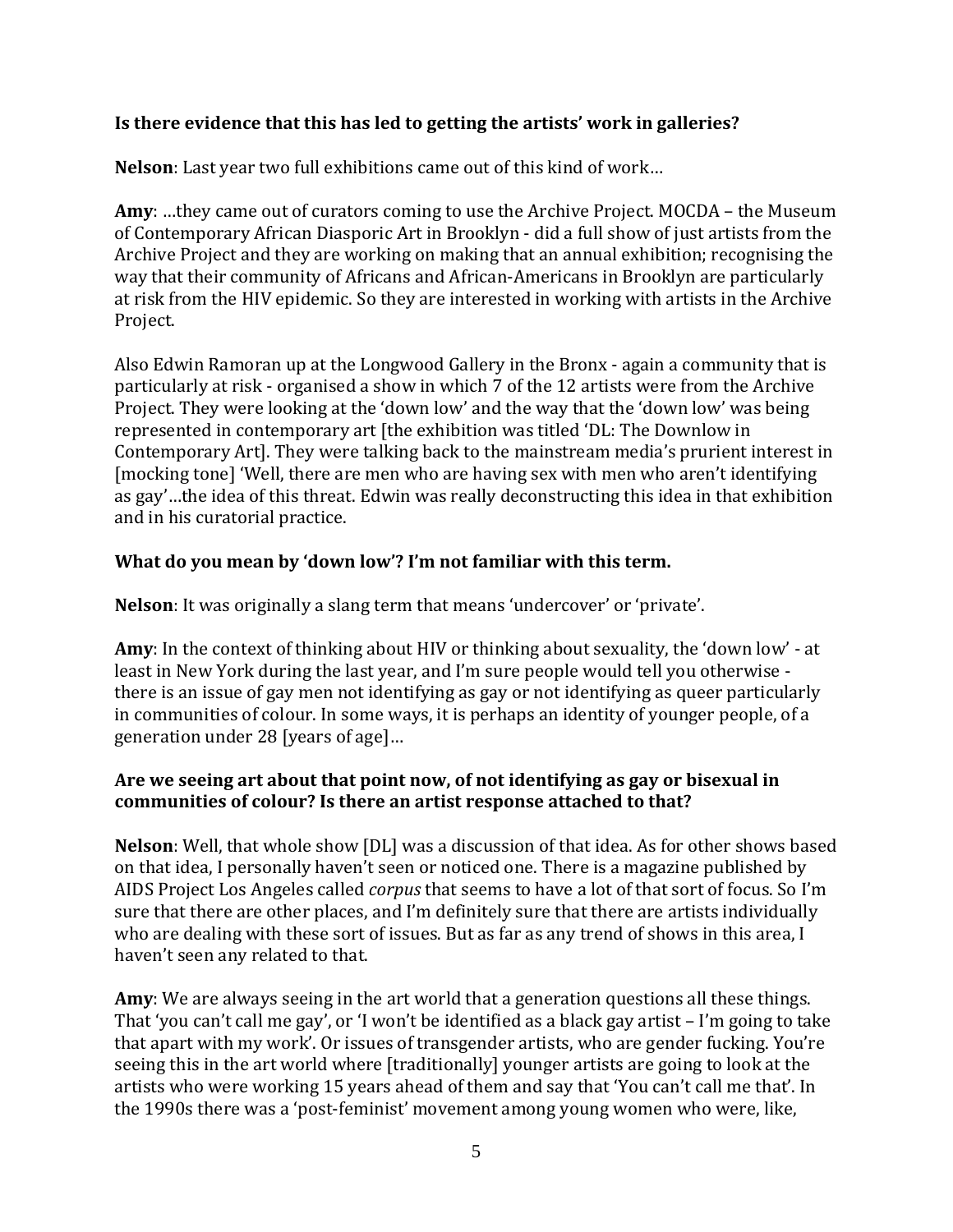**Is there evidence that this has led to getting the artists' work in galleries?**

**Nelson**: Last year two full exhibitions came out of this kind of work…

**Amy**: …they came out of curators coming to use the Archive Project. MOCDA – the Museum of Contemporary African Diasporic Art in Brooklyn - did a full show of just artists from the Archive Project and they are working on making that an annual exhibition; recognising the way that their community of Africans and African-Americans in Brooklyn are particularly at risk from the HIV epidemic. So they are interested in working with artists in the Archive Project.

Also Edwin Ramoran up at the Longwood Gallery in the Bronx - again a community that is particularly at risk - organised a show in which 7 of the 12 artists were from the Archive Project. They were looking at the 'down low' and the way that the 'down low' was being represented in contemporary art [the exhibition was titled 'DL: The Downlow in Contemporary Art]. They were talking back to the mainstream media's prurient interest in [mocking tone] 'Well, there are men who are having sex with men who aren't identifying as gay'…the idea of this threat. Edwin was really deconstructing this idea in that exhibition and in his curatorial practice.

**What do you mean by 'down low'? I'm not familiar with this term.**

**Nelson**: It was originally a slang term that means 'undercover' or 'private'.

**Amy**: In the context of thinking about HIV or thinking about sexuality, the 'down low' - at least in New York during the last year, and I'm sure people would tell you otherwise - there is an issue of gay men not identifying as gay or not identifying as queer particularly in communities of colour. In some ways, it is perhaps an identity of younger people, of a generation under 28 [years of age]…

**Are we seeing art about that point now, of not identifying as gay or bisexual in communities of colour? Is there an artist response attached to that?**

**Nelson**: Well, that whole show [DL] was a discussion of that idea. As for other shows based on that idea, I personally haven't seen or noticed one. There is a magazine published by AIDS Project Los Angeles called *corpus* that seems to have a lot of that sort of focus. So I'm sure that there are other places, and I'm definitely sure that there are artists individually who are dealing with these sort of issues. But as far as any trend of shows in this area, I haven't seen any related to that.

**Amy**: We are always seeing in the art world that a generation questions all these things. That 'you can't call me gay', or 'I won't be identified as a black gay artist – I'm going to take that apart with my work'. Or issues of transgender artists, who are gender fucking. You're seeing this in the art world where [traditionally] younger artists are going to look at the artists who were working 15 years ahead of them and say that 'You can't call me that'. In the 1990s there was a 'post-feminist' movement among young women who were, like,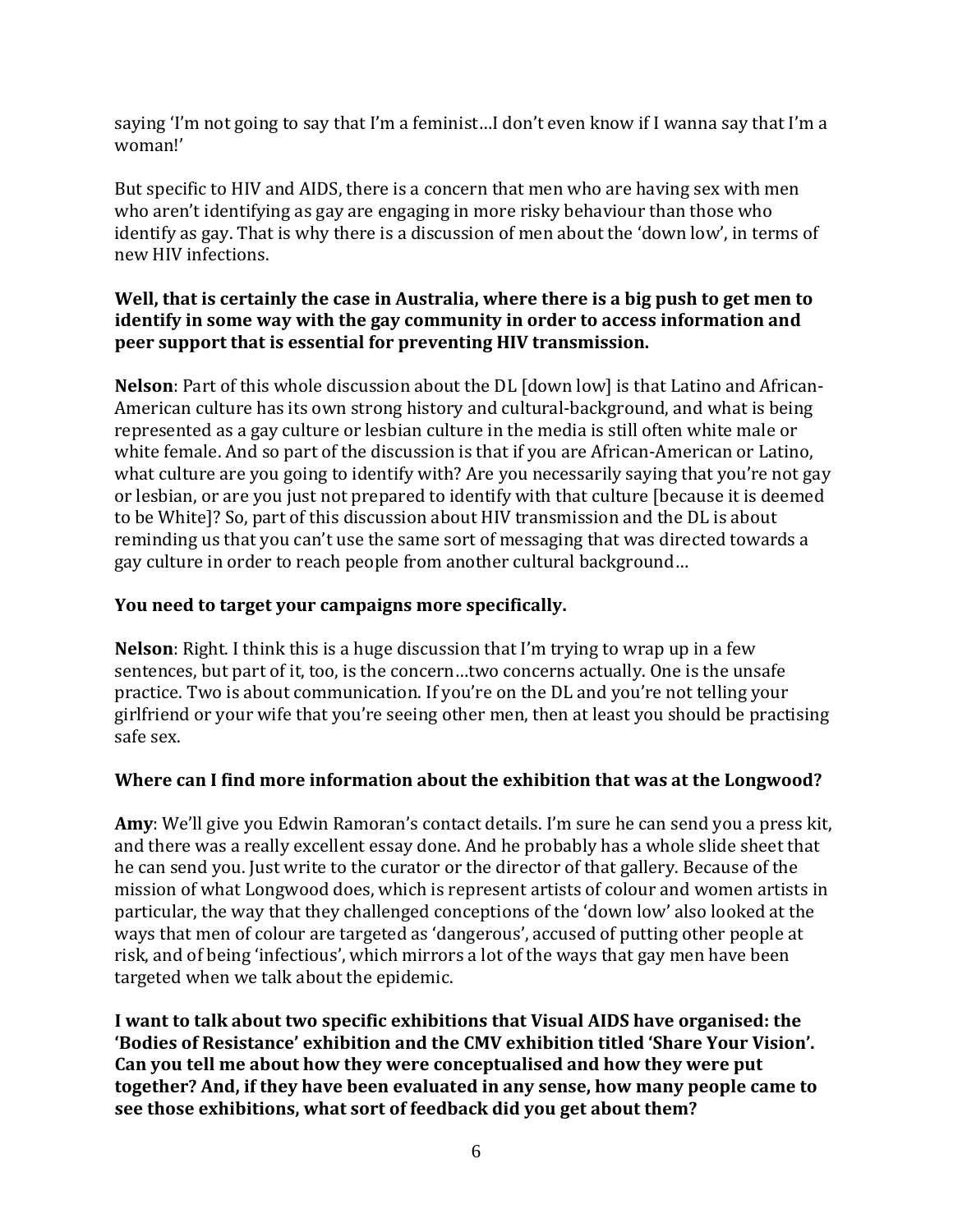saying 'I'm not going to say that I'm a feminist…I don't even know if I wanna say that I'm a woman!'

But specific to HIV and AIDS, there is a concern that men who are having sex with men who aren't identifying as gay are engaging in more risky behaviour than those who identify as gay. That is why there is a discussion of men about the 'down low', in terms of new HIV infections.

**Well, that is certainly the case in Australia, where there is a big push to get men to identify in some way with the gay community in order to access information and peer support that is essential for preventing HIV transmission.**

**Nelson**: Part of this whole discussion about the DL [down low] is that Latino and African-American culture has its own strong history and cultural-background, and what is being represented as a gay culture or lesbian culture in the media is still often white male or white female. And so part of the discussion is that if you are African-American or Latino, what culture are you going to identify with? Are you necessarily saying that you're not gay or lesbian, or are you just not prepared to identify with that culture [because it is deemed to be White]? So, part of this discussion about HIV transmission and the DL is about reminding us that you can't use the same sort of messaging that was directed towards a gay culture in order to reach people from another cultural background…

**You need to target your campaigns more specifically.**

**Nelson**: Right. I think this is a huge discussion that I'm trying to wrap up in a few sentences, but part of it, too, is the concern…two concerns actually. One is the unsafe practice. Two is about communication. If you're on the DL and you're not telling your girlfriend or your wife that you're seeing other men, then at least you should be practising safe sex.

**Where can I find more information about the exhibition that was at the Longwood?**

**Amy**: We'll give you Edwin Ramoran's contact details. I'm sure he can send you a press kit, and there was a really excellent essay done. And he probably has a whole slide sheet that he can send you. Just write to the curator or the director of that gallery. Because of the mission of what Longwood does, which is represent artists of colour and women artists in particular, the way that they challenged conceptions of the 'down low' also looked at the ways that men of colour are targeted as 'dangerous', accused of putting other people at risk, and of being 'infectious', which mirrors a lot of the ways that gay men have been targeted when we talk about the epidemic.

**I want to talk about two specific exhibitions that Visual AIDS have organised: the 'Bodies of Resistance' exhibition and the CMV exhibition titled 'Share Your Vision'. Can you tell me about how they were conceptualised and how they were put together? And, if they have been evaluated in any sense, how many people came to see those exhibitions, what sort of feedback did you get about them?**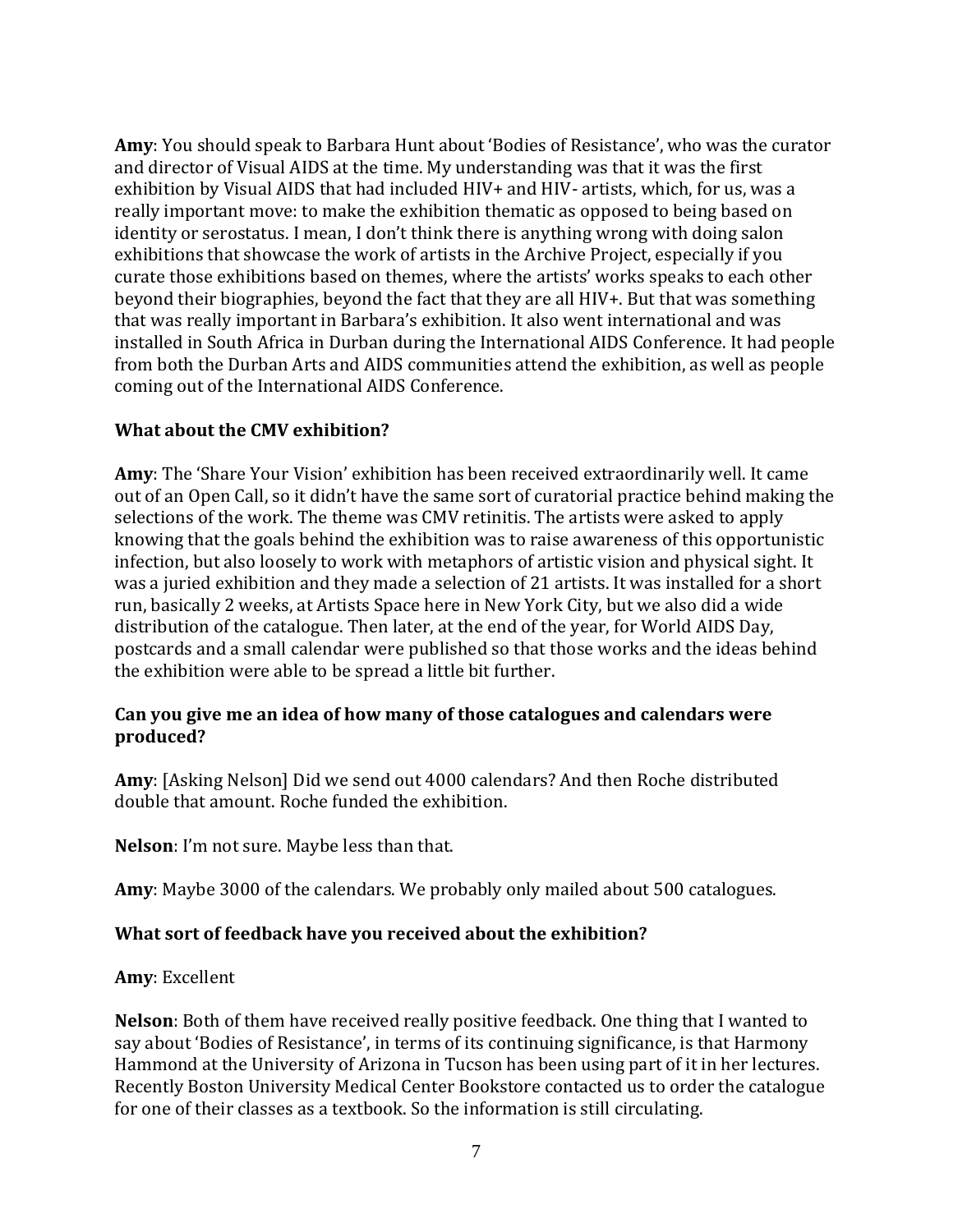**Amy**: You should speak to Barbara Hunt about 'Bodies of Resistance', who was the curator and director of Visual AIDS at the time. My understanding was that it was the first exhibition by Visual AIDS that had included HIV+ and HIV- artists, which, for us, was a really important move: to make the exhibition thematic as opposed to being based on identity or serostatus. I mean, I don't think there is anything wrong with doing salon exhibitions that showcase the work of artists in the Archive Project, especially if you curate those exhibitions based on themes, where the artists' works speaks to each other beyond their biographies, beyond the fact that they are all HIV+. But that was something that was really important in Barbara's exhibition. It also went international and was installed in South Africa in Durban during the International AIDS Conference. It had people from both the Durban Arts and AIDS communities attend the exhibition, as well as people coming out of the International AIDS Conference.

**What about the CMV exhibition?**

**Amy**: The 'Share Your Vision' exhibition has been received extraordinarily well. It came out of an Open Call, so it didn't have the same sort of curatorial practice behind making the selections of the work. The theme was CMV retinitis. The artists were asked to apply knowing that the goals behind the exhibition was to raise awareness of this opportunistic infection, but also loosely to work with metaphors of artistic vision and physical sight. It was a juried exhibition and they made a selection of 21 artists. It was installed for a short run, basically 2 weeks, at Artists Space here in New York City, but we also did a wide distribution of the catalogue. Then later, at the end of the year, for World AIDS Day, postcards and a small calendar were published so that those works and the ideas behind the exhibition were able to be spread a little bit further.

**Can you give me an idea of how many of those catalogues and calendars were produced?**

**Amy**: [Asking Nelson] Did we send out 4000 calendars? And then Roche distributed double that amount. Roche funded the exhibition.

**Nelson**: I'm not sure. Maybe less than that.

**Amy**: Maybe 3000 of the calendars. We probably only mailed about 500 catalogues.

**What sort of feedback have you received about the exhibition?**

**Amy**: Excellent

**Nelson**: Both of them have received really positive feedback. One thing that I wanted to say about 'Bodies of Resistance', in terms of its continuing significance, is that Harmony Hammond at the University of Arizona in Tucson has been using part of it in her lectures. Recently Boston University Medical Center Bookstore contacted us to order the catalogue for one of their classes as a textbook. So the information is still circulating.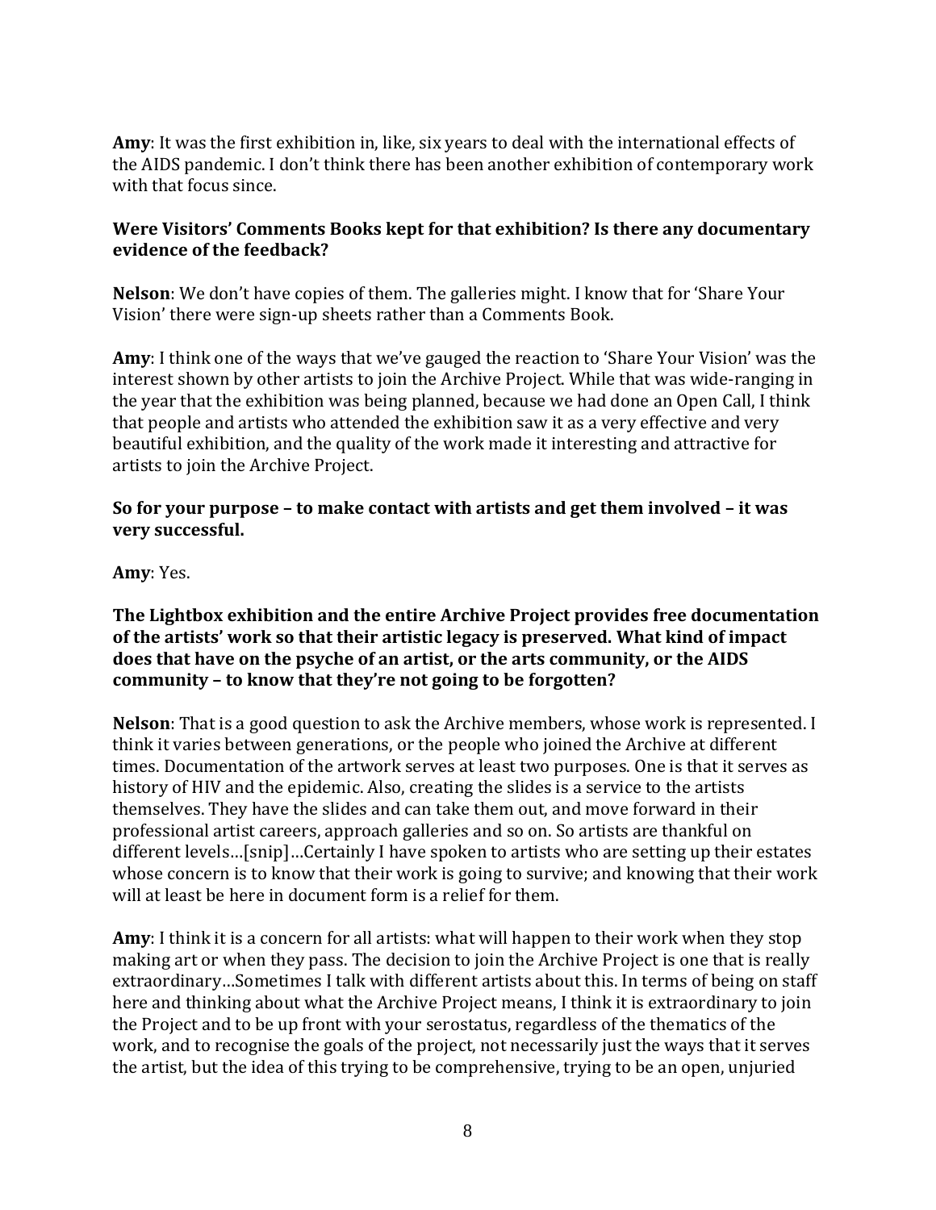**Amy**: It was the first exhibition in, like, six years to deal with the international effects of the AIDS pandemic. I don't think there has been another exhibition of contemporary work with that focus since.

**Were Visitors' Comments Books kept for that exhibition? Is there any documentary evidence of the feedback?**

**Nelson**: We don't have copies of them. The galleries might. I know that for 'Share Your Vision' there were sign-up sheets rather than a Comments Book.

**Amy**: I think one of the ways that we've gauged the reaction to 'Share Your Vision' was the interest shown by other artists to join the Archive Project. While that was wide-ranging in the year that the exhibition was being planned, because we had done an Open Call, I think that people and artists who attended the exhibition saw it as a very effective and very beautiful exhibition, and the quality of the work made it interesting and attractive for artists to join the Archive Project.

**So for your purpose – to make contact with artists and get them involved – it was very successful.**

**Amy**: Yes.

**The Lightbox exhibition and the entire Archive Project provides free documentation of the artists' work so that their artistic legacy is preserved. What kind of impact does that have on the psyche of an artist, or the arts community, or the AIDS community – to know that they're not going to be forgotten?**

**Nelson**: That is a good question to ask the Archive members, whose work is represented. I think it varies between generations, or the people who joined the Archive at different times. Documentation of the artwork serves at least two purposes. One is that it serves as history of HIV and the epidemic. Also, creating the slides is a service to the artists themselves. They have the slides and can take them out, and move forward in their professional artist careers, approach galleries and so on. So artists are thankful on different levels…[snip]…Certainly I have spoken to artists who are setting up their estates whose concern is to know that their work is going to survive; and knowing that their work will at least be here in document form is a relief for them.

**Amy**: I think it is a concern for all artists: what will happen to their work when they stop making art or when they pass. The decision to join the Archive Project is one that is really extraordinary…Sometimes I talk with different artists about this. In terms of being on staff here and thinking about what the Archive Project means, I think it is extraordinary to join the Project and to be up front with your serostatus, regardless of the thematics of the work, and to recognise the goals of the project, not necessarily just the ways that it serves the artist, but the idea of this trying to be comprehensive, trying to be an open, unjuried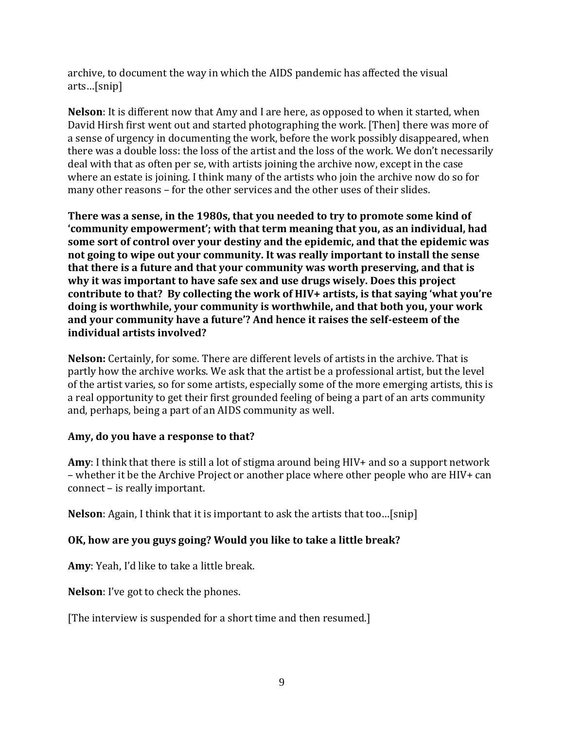archive, to document the way in which the AIDS pandemic has affected the visual arts…[snip]

**Nelson**: It is different now that Amy and I are here, as opposed to when it started, when David Hirsh first went out and started photographing the work. [Then] there was more of a sense of urgency in documenting the work, before the work possibly disappeared, when there was a double loss: the loss of the artist and the loss of the work. We don't necessarily deal with that as often per se, with artists joining the archive now, except in the case where an estate is joining. I think many of the artists who join the archive now do so for many other reasons – for the other services and the other uses of their slides.

**There was a sense, in the 1980s, that you needed to try to promote some kind of 'community empowerment'; with that term meaning that you, as an individual, had some sort of control over your destiny and the epidemic, and that the epidemic was not going to wipe out your community. It was really important to install the sense that there is a future and that your community was worth preserving, and that is why it was important to have safe sex and use drugs wisely. Does this project contribute to that? By collecting the work of HIV+ artists, is that saying 'what you're doing is worthwhile, your community is worthwhile, and that both you, your work and your community have a future'? And hence it raises the self-esteem of the individual artists involved?**

**Nelson:** Certainly, for some. There are different levels of artists in the archive. That is partly how the archive works. We ask that the artist be a professional artist, but the level of the artist varies, so for some artists, especially some of the more emerging artists, this is a real opportunity to get their first grounded feeling of being a part of an arts community and, perhaps, being a part of an AIDS community as well.

**Amy, do you have a response to that?**

**Amy**: I think that there is still a lot of stigma around being HIV+ and so a support network – whether it be the Archive Project or another place where other people who are HIV+ can connect – is really important.

**Nelson**: Again, I think that it is important to ask the artists that too…[snip]

**OK, how are you guys going? Would you like to take a little break?**

**Amy**: Yeah, I'd like to take a little break.

**Nelson**: I've got to check the phones.

[The interview is suspended for a short time and then resumed.]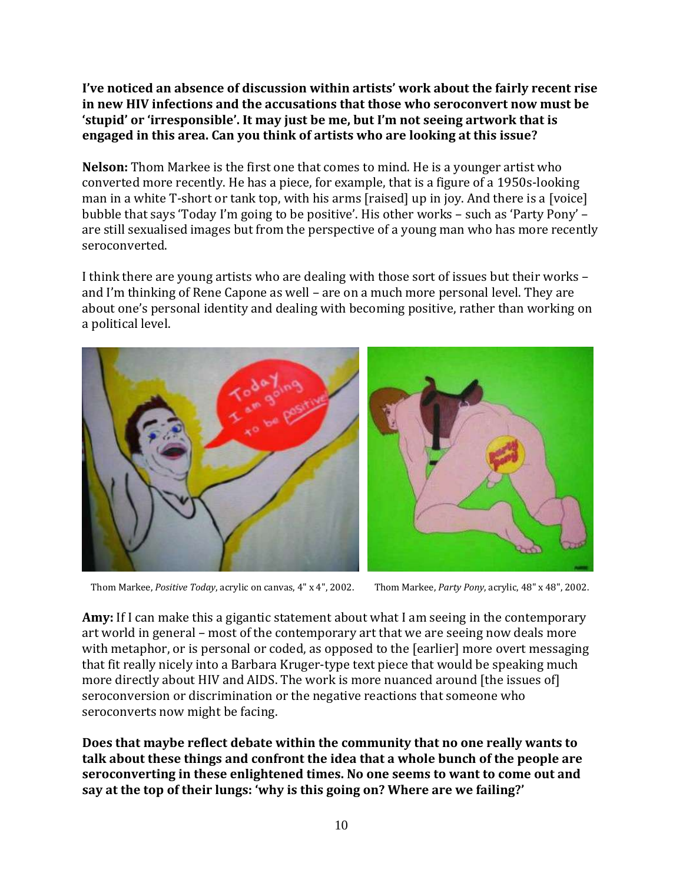**I've noticed an absence of discussion within artists' work about the fairly recent rise in new HIV infections and the accusations that those who seroconvert now must be 'stupid' or 'irresponsible'. It may just be me, but I'm not seeing artwork that is engaged in this area. Can you think of artists who are looking at this issue?**

**Nelson:** Thom Markee is the first one that comes to mind. He is a younger artist who converted more recently. He has a piece, for example, that is a figure of a 1950s-looking man in a white T-short or tank top, with his arms [raised] up in joy. And there is a [voice] bubble that says 'Today I'm going to be positive'. His other works – such as 'Party Pony' – are still sexualised images but from the perspective of a young man who has more recently seroconverted.

I think there are young artists who are dealing with those sort of issues but their works – and I'm thinking of Rene Capone as well – are on a much more personal level. They are about one's personal identity and dealing with becoming positive, rather than working on a political level.

Thom Markee, *Positive Today*, acrylic on canvas, 4" x 4", 2002.

Thom Markee, *Party Pony*, acrylic, 48" x 48", 2002.

**Amy:** If I can make this a gigantic statement about what I am seeing in the contemporary art world in general – most of the contemporary art that we are seeing now deals more with metaphor, or is personal or coded, as opposed to the [earlier] more overt messaging that fit really nicely into a Barbara Kruger-type text piece that would be speaking much more directly about HIV and AIDS. The work is more nuanced around [the issues of] seroconversion or discrimination or the negative reactions that someone who seroconverts now might be facing.

**Does that maybe reflect debate within the community that no one really wants to talk about these things and confront the idea that a whole bunch of the people are seroconverting in these enlightened times. No one seems to want to come out and say at the top of their lungs: 'why is this going on? Where are we failing?'**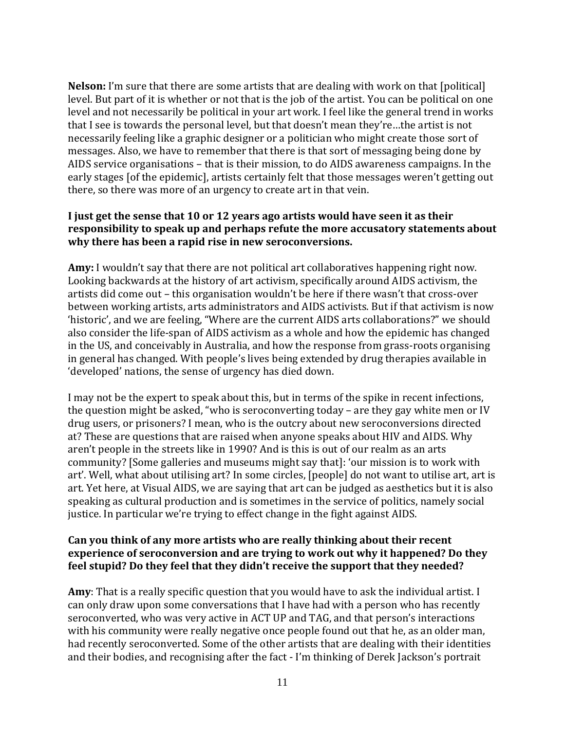**Nelson:** I'm sure that there are some artists that are dealing with work on that [political] level. But part of it is whether or not that is the job of the artist. You can be political on one level and not necessarily be political in your art work. I feel like the general trend in works that I see is towards the personal level, but that doesn't mean they're…the artist is not necessarily feeling like a graphic designer or a politician who might create those sort of messages. Also, we have to remember that there is that sort of messaging being done by AIDS service organisations – that is their mission, to do AIDS awareness campaigns. In the early stages [of the epidemic], artists certainly felt that those messages weren't getting out there, so there was more of an urgency to create art in that vein.

**I just get the sense that 10 or 12 years ago artists would have seen it as their responsibility to speak up and perhaps refute the more accusatory statements about why there has been a rapid rise in new seroconversions.**

**Amy:** I wouldn't say that there are not political art collaboratives happening right now. Looking backwards at the history of art activism, specifically around AIDS activism, the artists did come out – this organisation wouldn't be here if there wasn't that cross-over between working artists, arts administrators and AIDS activists. But if that activism is now 'historic', and we are feeling, "Where are the current AIDS arts collaborations?" we should also consider the life-span of AIDS activism as a whole and how the epidemic has changed in the US, and conceivably in Australia, and how the response from grass-roots organising in general has changed. With people's lives being extended by drug therapies available in 'developed' nations, the sense of urgency has died down.

I may not be the expert to speak about this, but in terms of the spike in recent infections, the question might be asked, "who is seroconverting today – are they gay white men or IV drug users, or prisoners? I mean, who is the outcry about new seroconversions directed at? These are questions that are raised when anyone speaks about HIV and AIDS. Why aren't people in the streets like in 1990? And is this is out of our realm as an arts community? [Some galleries and museums might say that]: 'our mission is to work with art'. Well, what about utilising art? In some circles, [people] do not want to utilise art, art is art. Yet here, at Visual AIDS, we are saying that art can be judged as aesthetics but it is also speaking as cultural production and is sometimes in the service of politics, namely social justice. In particular we're trying to effect change in the fight against AIDS.

**Can you think of any more artists who are really thinking about their recent experience of seroconversion and are trying to work out why it happened? Do they feel stupid? Do they feel that they didn't receive the support that they needed?**

**Amy**: That is a really specific question that you would have to ask the individual artist. I can only draw upon some conversations that I have had with a person who has recently seroconverted, who was very active in ACT UP and TAG, and that person's interactions with his community were really negative once people found out that he, as an older man, had recently seroconverted. Some of the other artists that are dealing with their identities and their bodies, and recognising after the fact - I'm thinking of Derek Jackson's portrait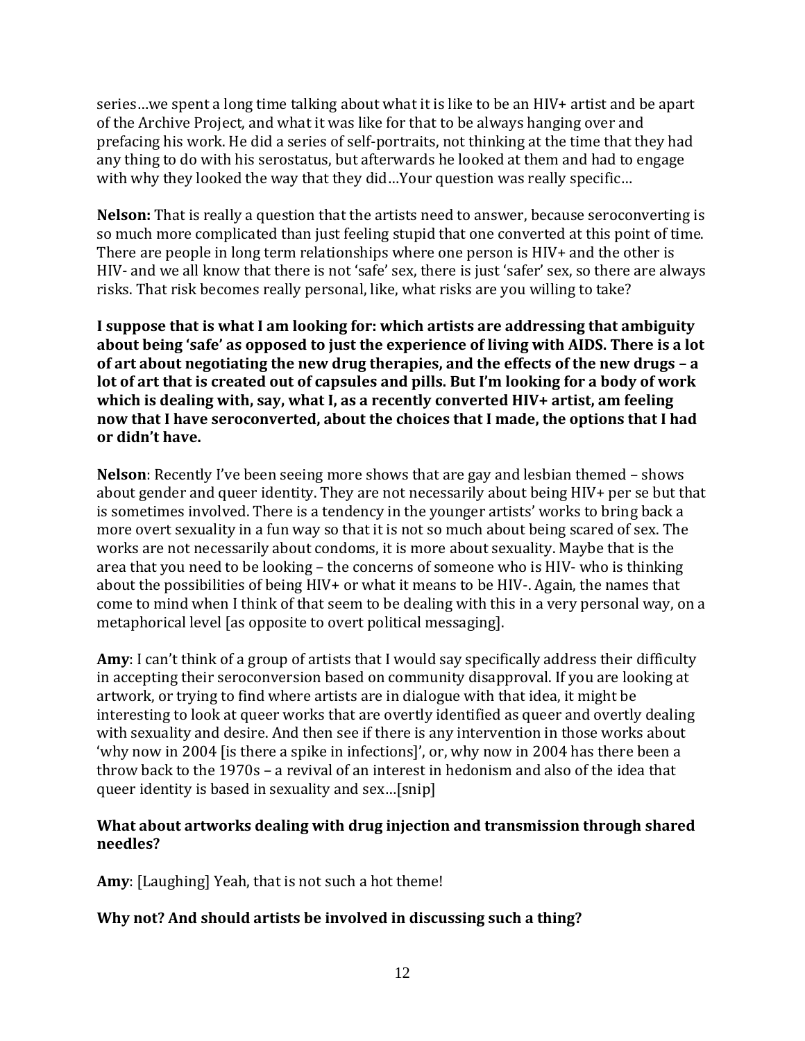series…we spent a long time talking about what it is like to be an HIV+ artist and be apart of the Archive Project, and what it was like for that to be always hanging over and prefacing his work. He did a series of self-portraits, not thinking at the time that they had any thing to do with his serostatus, but afterwards he looked at them and had to engage with why they looked the way that they did…Your question was really specific…

**Nelson:** That is really a question that the artists need to answer, because seroconverting is so much more complicated than just feeling stupid that one converted at this point of time. There are people in long term relationships where one person is HIV+ and the other is HIV- and we all know that there is not 'safe' sex, there is just 'safer' sex, so there are always risks. That risk becomes really personal, like, what risks are you willing to take?

**I suppose that is what I am looking for: which artists are addressing that ambiguity about being 'safe' as opposed to just the experience of living with AIDS. There is a lot of art about negotiating the new drug therapies, and the effects of the new drugs – a lot of art that is created out of capsules and pills. But I'm looking for a body of work which is dealing with, say, what I, as a recently converted HIV+ artist, am feeling now that I have seroconverted, about the choices that I made, the options that I had or didn't have.**

**Nelson**: Recently I've been seeing more shows that are gay and lesbian themed – shows about gender and queer identity. They are not necessarily about being HIV+ per se but that is sometimes involved. There is a tendency in the younger artists' works to bring back a more overt sexuality in a fun way so that it is not so much about being scared of sex. The works are not necessarily about condoms, it is more about sexuality. Maybe that is the area that you need to be looking – the concerns of someone who is HIV- who is thinking about the possibilities of being HIV+ or what it means to be HIV-. Again, the names that come to mind when I think of that seem to be dealing with this in a very personal way, on a metaphorical level [as opposite to overt political messaging].

**Amy**: I can't think of a group of artists that I would say specifically address their difficulty in accepting their seroconversion based on community disapproval. If you are looking at artwork, or trying to find where artists are in dialogue with that idea, it might be interesting to look at queer works that are overtly identified as queer and overtly dealing with sexuality and desire. And then see if there is any intervention in those works about 'why now in 2004 [is there a spike in infections]', or, why now in 2004 has there been a throw back to the 1970s – a revival of an interest in hedonism and also of the idea that queer identity is based in sexuality and sex…[snip]

**What about artworks dealing with drug injection and transmission through shared needles?**

**Amy**: [Laughing] Yeah, that is not such a hot theme!

**Why not? And should artists be involved in discussing such a thing?**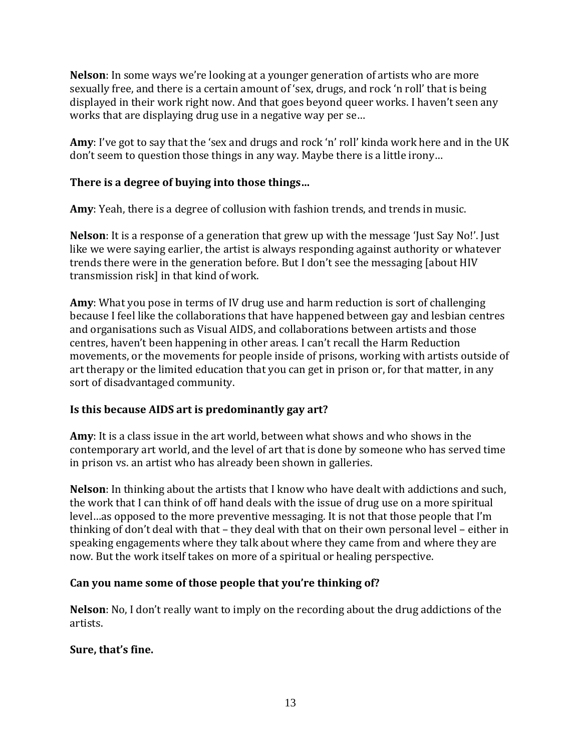**Nelson**: In some ways we're looking at a younger generation of artists who are more sexually free, and there is a certain amount of 'sex, drugs, and rock 'n roll' that is being displayed in their work right now. And that goes beyond queer works. I haven't seen any works that are displaying drug use in a negative way per se…

**Amy**: I've got to say that the 'sex and drugs and rock 'n' roll' kinda work here and in the UK don't seem to question those things in any way. Maybe there is a little irony…

**There is a degree of buying into those things…**

**Amy**: Yeah, there is a degree of collusion with fashion trends, and trends in music.

**Nelson**: It is a response of a generation that grew up with the message 'Just Say No!'. Just like we were saying earlier, the artist is always responding against authority or whatever trends there were in the generation before. But I don't see the messaging [about HIV transmission risk] in that kind of work.

**Amy**: What you pose in terms of IV drug use and harm reduction is sort of challenging because I feel like the collaborations that have happened between gay and lesbian centres and organisations such as Visual AIDS, and collaborations between artists and those centres, haven't been happening in other areas. I can't recall the Harm Reduction movements, or the movements for people inside of prisons, working with artists outside of art therapy or the limited education that you can get in prison or, for that matter, in any sort of disadvantaged community.

**Is this because AIDS art is predominantly gay art?**

**Amy**: It is a class issue in the art world, between what shows and who shows in the contemporary art world, and the level of art that is done by someone who has served time in prison vs. an artist who has already been shown in galleries.

**Nelson**: In thinking about the artists that I know who have dealt with addictions and such, the work that I can think of off hand deals with the issue of drug use on a more spiritual level…as opposed to the more preventive messaging. It is not that those people that I'm thinking of don't deal with that – they deal with that on their own personal level – either in speaking engagements where they talk about where they came from and where they are now. But the work itself takes on more of a spiritual or healing perspective.

**Can you name some of those people that you're thinking of?**

**Nelson**: No, I don't really want to imply on the recording about the drug addictions of the artists.

**Sure, that's fine.**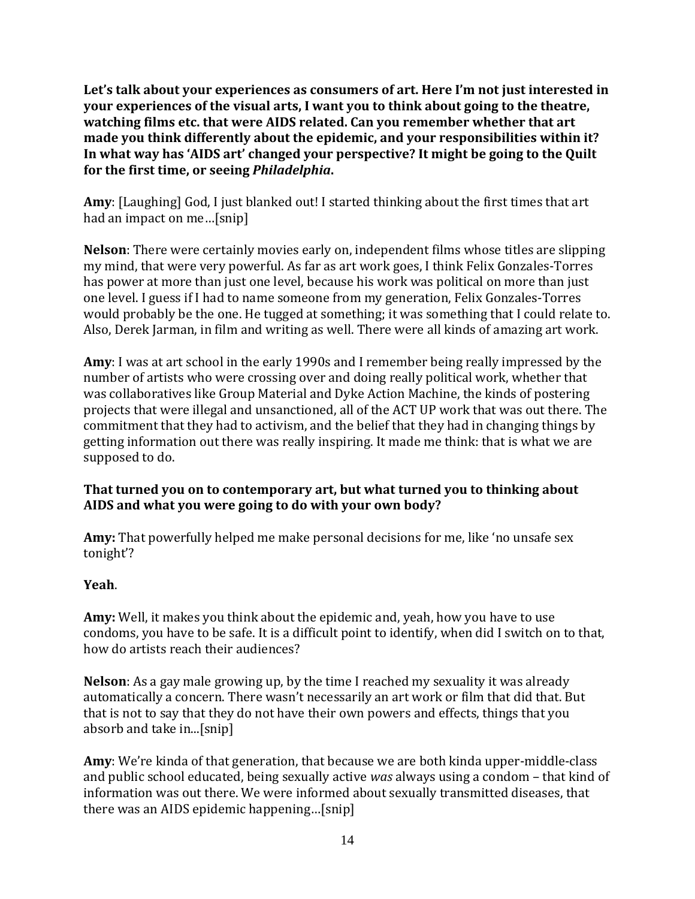**Let's talk about your experiences as consumers of art. Here I'm not just interested in your experiences of the visual arts, I want you to think about going to the theatre, watching films etc. that were AIDS related. Can you remember whether that art made you think differently about the epidemic, and your responsibilities within it? In what way has 'AIDS art' changed your perspective? It might be going to the Quilt for the first time, or seeing *Philadelphia*.**

**Amy**: [Laughing] God, I just blanked out! I started thinking about the first times that art had an impact on me…[snip]

**Nelson**: There were certainly movies early on, independent films whose titles are slipping my mind, that were very powerful. As far as art work goes, I think Felix Gonzales-Torres has power at more than just one level, because his work was political on more than just one level. I guess if I had to name someone from my generation, Felix Gonzales-Torres would probably be the one. He tugged at something; it was something that I could relate to. Also, Derek Jarman, in film and writing as well. There were all kinds of amazing art work.

**Amy**: I was at art school in the early 1990s and I remember being really impressed by the number of artists who were crossing over and doing really political work, whether that was collaboratives like Group Material and Dyke Action Machine, the kinds of postering projects that were illegal and unsanctioned, all of the ACT UP work that was out there. The commitment that they had to activism, and the belief that they had in changing things by getting information out there was really inspiring. It made me think: that is what we are supposed to do.

**That turned you on to contemporary art, but what turned you to thinking about AIDS and what you were going to do with your own body?**

**Amy:** That powerfully helped me make personal decisions for me, like 'no unsafe sex tonight'?

**Yeah**.

**Amy:** Well, it makes you think about the epidemic and, yeah, how you have to use condoms, you have to be safe. It is a difficult point to identify, when did I switch on to that, how do artists reach their audiences?

**Nelson**: As a gay male growing up, by the time I reached my sexuality it was already automatically a concern. There wasn't necessarily an art work or film that did that. But that is not to say that they do not have their own powers and effects, things that you absorb and take in...[snip]

**Amy**: We're kinda of that generation, that because we are both kinda upper-middle-class and public school educated, being sexually active *was* always using a condom – that kind of information was out there. We were informed about sexually transmitted diseases, that there was an AIDS epidemic happening…[snip]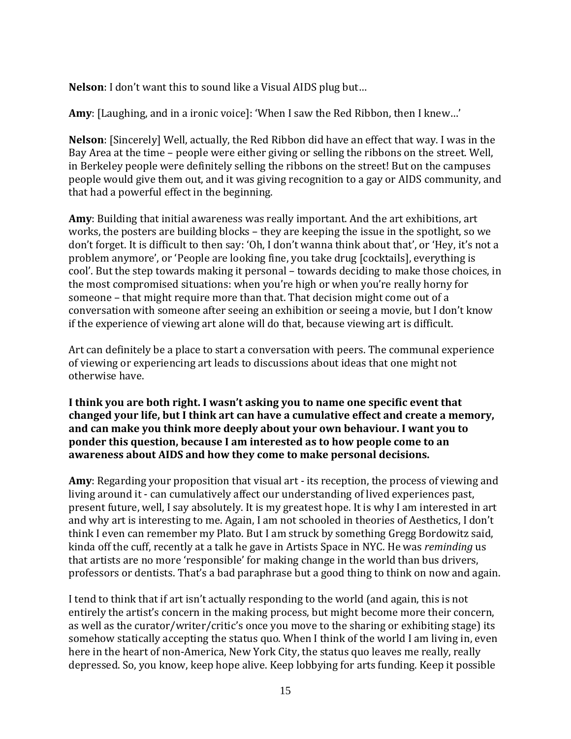**Nelson**: I don't want this to sound like a Visual AIDS plug but…

**Amy**: [Laughing, and in a ironic voice]: 'When I saw the Red Ribbon, then I knew…'

**Nelson**: [Sincerely] Well, actually, the Red Ribbon did have an effect that way. I was in the Bay Area at the time – people were either giving or selling the ribbons on the street. Well, in Berkeley people were definitely selling the ribbons on the street! But on the campuses people would give them out, and it was giving recognition to a gay or AIDS community, and that had a powerful effect in the beginning.

**Amy**: Building that initial awareness was really important. And the art exhibitions, art works, the posters are building blocks – they are keeping the issue in the spotlight, so we don't forget. It is difficult to then say: 'Oh, I don't wanna think about that', or 'Hey, it's not a problem anymore', or 'People are looking fine, you take drug [cocktails], everything is cool'. But the step towards making it personal – towards deciding to make those choices, in the most compromised situations: when you're high or when you're really horny for someone – that might require more than that. That decision might come out of a conversation with someone after seeing an exhibition or seeing a movie, but I don't know if the experience of viewing art alone will do that, because viewing art is difficult.

Art can definitely be a place to start a conversation with peers. The communal experience of viewing or experiencing art leads to discussions about ideas that one might not otherwise have.

**I think you are both right. I wasn't asking you to name one specific event that changed your life, but I think art can have a cumulative effect and create a memory, and can make you think more deeply about your own behaviour. I want you to ponder this question, because I am interested as to how people come to an awareness about AIDS and how they come to make personal decisions.**

**Amy**: Regarding your proposition that visual art - its reception, the process of viewing and living around it - can cumulatively affect our understanding of lived experiences past, present future, well, I say absolutely. It is my greatest hope. It is why I am interested in art and why art is interesting to me. Again, I am not schooled in theories of Aesthetics, I don't think I even can remember my Plato. But I am struck by something Gregg Bordowitz said, kinda off the cuff, recently at a talk he gave in Artists Space in NYC. He was *reminding* us that artists are no more 'responsible' for making change in the world than bus drivers, professors or dentists. That's a bad paraphrase but a good thing to think on now and again.

I tend to think that if art isn't actually responding to the world (and again, this is not entirely the artist's concern in the making process, but might become more their concern, as well as the curator/writer/critic's once you move to the sharing or exhibiting stage) its somehow statically accepting the status quo. When I think of the world I am living in, even here in the heart of non-America, New York City, the status quo leaves me really, really depressed. So, you know, keep hope alive. Keep lobbying for arts funding. Keep it possible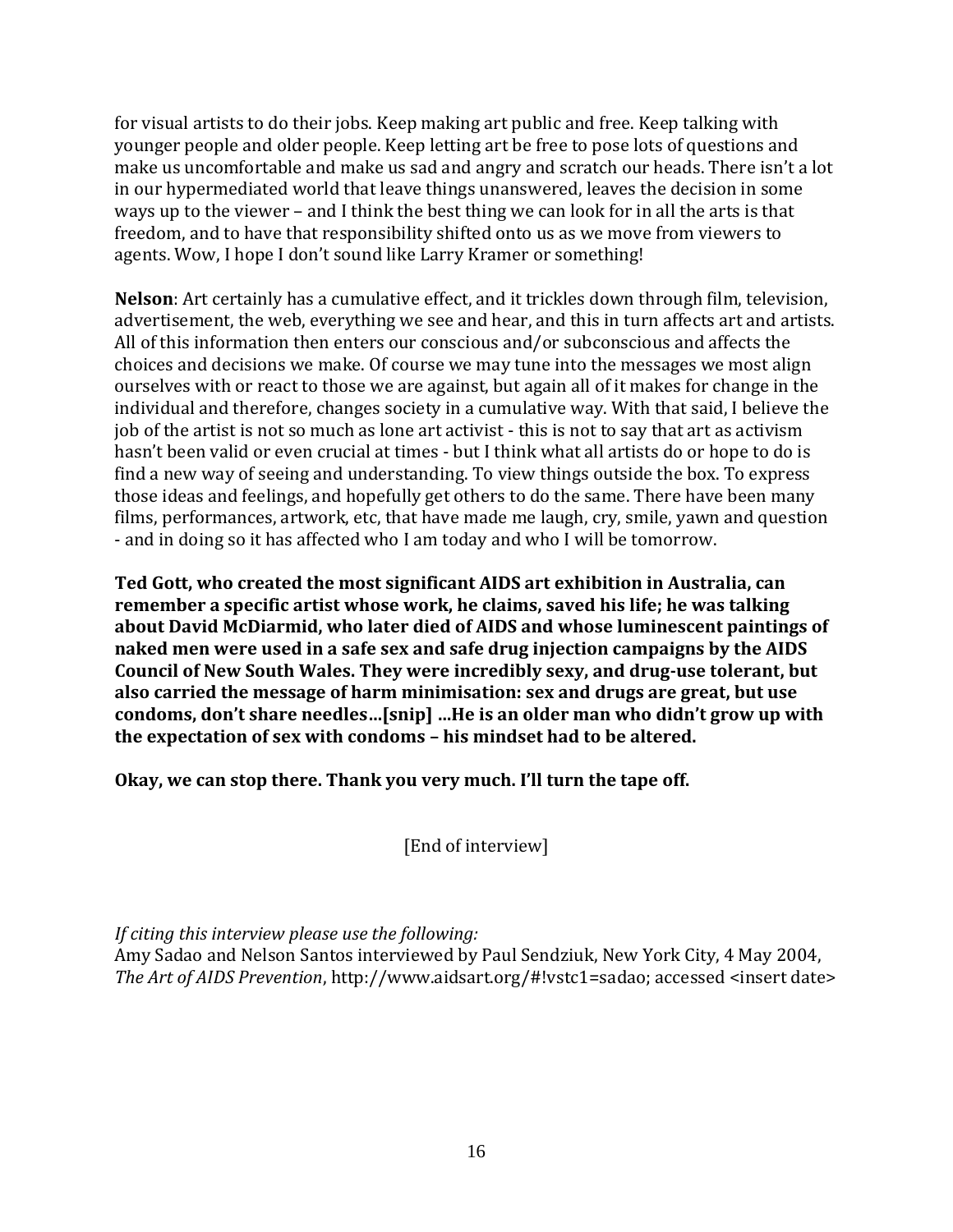for visual artists to do their jobs. Keep making art public and free. Keep talking with younger people and older people. Keep letting art be free to pose lots of questions and make us uncomfortable and make us sad and angry and scratch our heads. There isn't a lot in our hypermediated world that leave things unanswered, leaves the decision in some ways up to the viewer – and I think the best thing we can look for in all the arts is that freedom, and to have that responsibility shifted onto us as we move from viewers to agents. Wow, I hope I don't sound like Larry Kramer or something!

**Nelson**: Art certainly has a cumulative effect, and it trickles down through film, television, advertisement, the web, everything we see and hear, and this in turn affects art and artists. All of this information then enters our conscious and/or subconscious and affects the choices and decisions we make. Of course we may tune into the messages we most align ourselves with or react to those we are against, but again all of it makes for change in the individual and therefore, changes society in a cumulative way. With that said, I believe the job of the artist is not so much as lone art activist - this is not to say that art as activism hasn't been valid or even crucial at times - but I think what all artists do or hope to do is find a new way of seeing and understanding. To view things outside the box. To express those ideas and feelings, and hopefully get others to do the same. There have been many films, performances, artwork, etc, that have made me laugh, cry, smile, yawn and question - and in doing so it has affected who I am today and who I will be tomorrow.

**Ted Gott, who created the most significant AIDS art exhibition in Australia, can remember a specific artist whose work, he claims, saved his life; he was talking about David McDiarmid, who later died of AIDS and whose luminescent paintings of naked men were used in a safe sex and safe drug injection campaigns by the AIDS Council of New South Wales. They were incredibly sexy, and drug-use tolerant, but also carried the message of harm minimisation: sex and drugs are great, but use condoms, don't share needles…[snip] …He is an older man who didn't grow up with the expectation of sex with condoms – his mindset had to be altered.**

**Okay, we can stop there. Thank you very much. I'll turn the tape off.**

[End of interview]

*If citing this interview please use the following:*
Amy Sadao and Nelson Santos interviewed by Paul Sendziuk, New York City, 4 May 2004, *The Art of AIDS Prevention*, http://www.aidsart.org/#!vstc1=sadao; accessed <insert date>